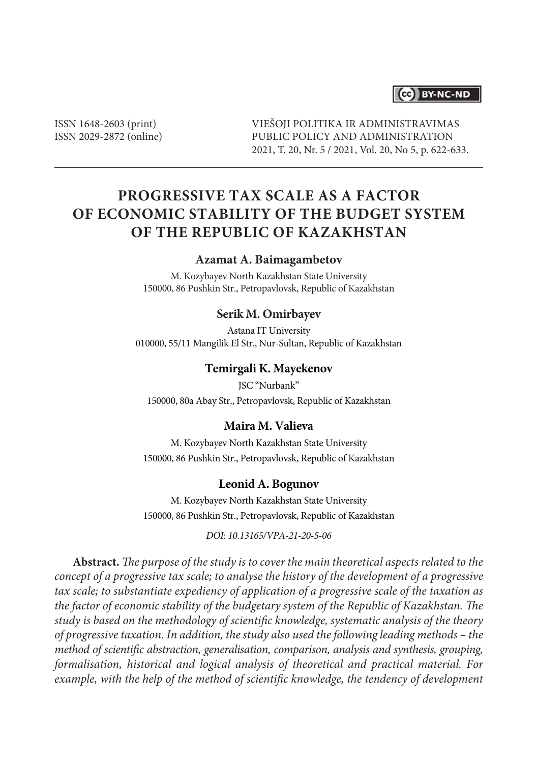ISSN 1648-2603 (print)
ISSN 2029-2872 (online)

VIEŠOJI POLITIKA IR ADMINISTRAVIMAS
PUBLIC POLICY AND ADMINISTRATION
2021, T. 20, Nr. 5 / 2021, Vol. 20, No 5, p. 622-633.

# PROGRESSIVE TAX SCALE AS A FACTOR OF ECONOMIC STABILITY OF THE BUDGET SYSTEM OF THE REPUBLIC OF KAZAKHSTAN

**Azamat A. Baimagambetov**

M. Kozybayev North Kazakhstan State University
150000, 86 Pushkin Str., Petropavlovsk, Republic of Kazakhstan

**Serik M. Omirbayev**

Astana IT University
010000, 55/11 Mangilik El Str., Nur-Sultan, Republic of Kazakhstan

**Temirgali K. Mayekenov**

JSC "Nurbank"
150000, 80a Abay Str., Petropavlovsk, Republic of Kazakhstan

**Maira M. Valieva**

M. Kozybayev North Kazakhstan State University
150000, 86 Pushkin Str., Petropavlovsk, Republic of Kazakhstan

**Leonid A. Bogunov**

M. Kozybayev North Kazakhstan State University
150000, 86 Pushkin Str., Petropavlovsk, Republic of Kazakhstan

*DOI: 10.13165/VPA-21-20-5-06*

**Abstract.** *The purpose of the study is to cover the main theoretical aspects related to the concept of a progressive tax scale; to analyse the history of the development of a progressive tax scale; to substantiate expediency of application of a progressive scale of the taxation as the factor of economic stability of the budgetary system of the Republic of Kazakhstan. The study is based on the methodology of scientific knowledge, systematic analysis of the theory of progressive taxation. In addition, the study also used the following leading methods – the method of scientific abstraction, generalisation, comparison, analysis and synthesis, grouping, formalisation, historical and logical analysis of theoretical and practical material. For example, with the help of the method of scientific knowledge, the tendency of development*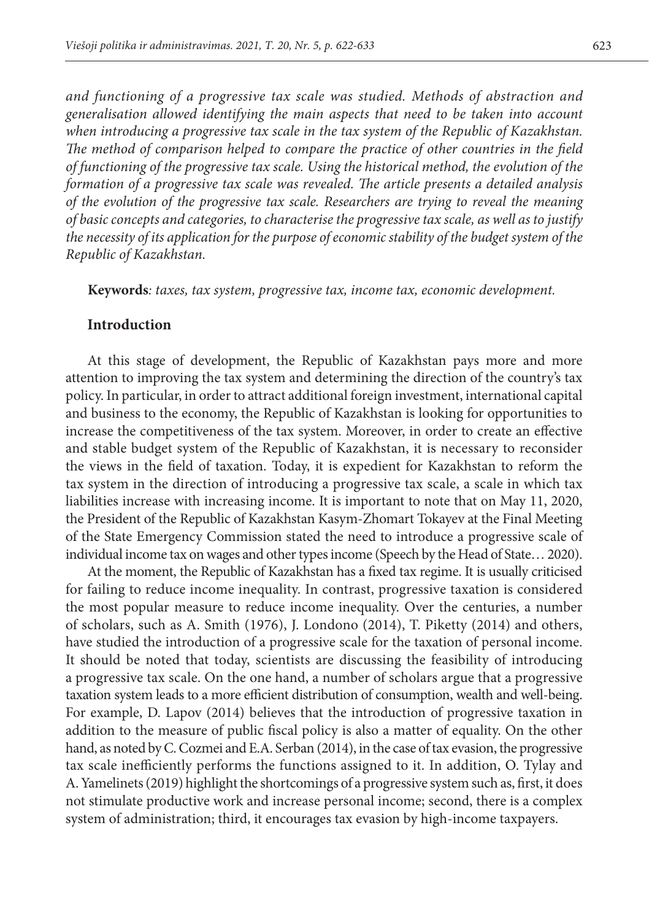*and functioning of a progressive tax scale was studied. Methods of abstraction and generalisation allowed identifying the main aspects that need to be taken into account when introducing a progressive tax scale in the tax system of the Republic of Kazakhstan. The method of comparison helped to compare the practice of other countries in the field of functioning of the progressive tax scale. Using the historical method, the evolution of the formation of a progressive tax scale was revealed. The article presents a detailed analysis of the evolution of the progressive tax scale. Researchers are trying to reveal the meaning of basic concepts and categories, to characterise the progressive tax scale, as well as to justify the necessity of its application for the purpose of economic stability of the budget system of the Republic of Kazakhstan.*

**Keywords***: taxes, tax system, progressive tax, income tax, economic development.*

## Introduction

At this stage of development, the Republic of Kazakhstan pays more and more attention to improving the tax system and determining the direction of the country's tax policy. In particular, in order to attract additional foreign investment, international capital and business to the economy, the Republic of Kazakhstan is looking for opportunities to increase the competitiveness of the tax system. Moreover, in order to create an effective and stable budget system of the Republic of Kazakhstan, it is necessary to reconsider the views in the field of taxation. Today, it is expedient for Kazakhstan to reform the tax system in the direction of introducing a progressive tax scale, a scale in which tax liabilities increase with increasing income. It is important to note that on May 11, 2020, the President of the Republic of Kazakhstan Kasym-Zhomart Tokayev at the Final Meeting of the State Emergency Commission stated the need to introduce a progressive scale of individual income tax on wages and other types income (Speech by the Head of State… 2020).

At the moment, the Republic of Kazakhstan has a fixed tax regime. It is usually criticised for failing to reduce income inequality. In contrast, progressive taxation is considered the most popular measure to reduce income inequality. Over the centuries, a number of scholars, such as A. Smith (1976), J. Londono (2014), T. Piketty (2014) and others, have studied the introduction of a progressive scale for the taxation of personal income. It should be noted that today, scientists are discussing the feasibility of introducing a progressive tax scale. On the one hand, a number of scholars argue that a progressive taxation system leads to a more efficient distribution of consumption, wealth and well-being. For example, D. Lapov (2014) believes that the introduction of progressive taxation in addition to the measure of public fiscal policy is also a matter of equality. On the other hand, as noted by C. Cozmei and E.A. Serban (2014), in the case of tax evasion, the progressive tax scale inefficiently performs the functions assigned to it. In addition, O. Tylay and A. Yamelinets (2019) highlight the shortcomings of a progressive system such as, first, it does not stimulate productive work and increase personal income; second, there is a complex system of administration; third, it encourages tax evasion by high-income taxpayers.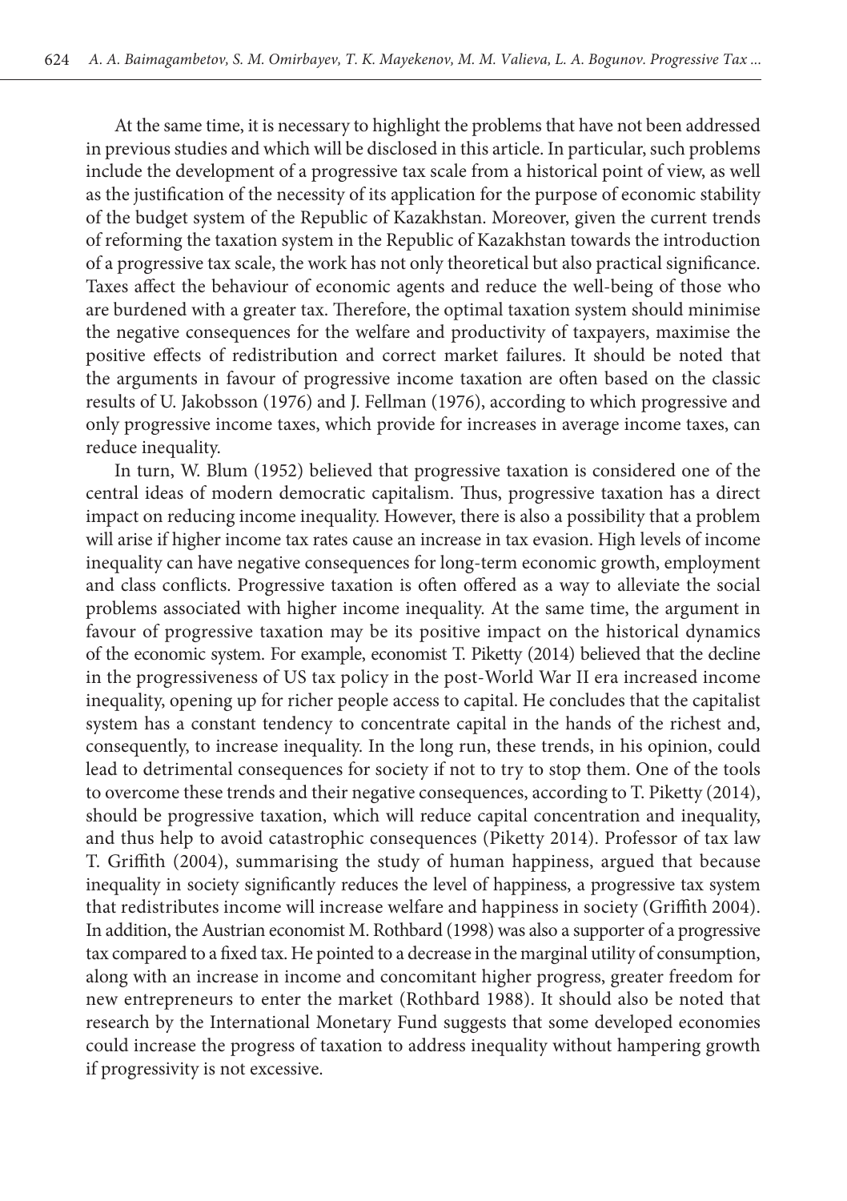At the same time, it is necessary to highlight the problems that have not been addressed in previous studies and which will be disclosed in this article. In particular, such problems include the development of a progressive tax scale from a historical point of view, as well as the justification of the necessity of its application for the purpose of economic stability of the budget system of the Republic of Kazakhstan. Moreover, given the current trends of reforming the taxation system in the Republic of Kazakhstan towards the introduction of a progressive tax scale, the work has not only theoretical but also practical significance. Taxes affect the behaviour of economic agents and reduce the well-being of those who are burdened with a greater tax. Therefore, the optimal taxation system should minimise the negative consequences for the welfare and productivity of taxpayers, maximise the positive effects of redistribution and correct market failures. It should be noted that the arguments in favour of progressive income taxation are often based on the classic results of U. Jakobsson (1976) and J. Fellman (1976), according to which progressive and only progressive income taxes, which provide for increases in average income taxes, can reduce inequality.

In turn, W. Blum (1952) believed that progressive taxation is considered one of the central ideas of modern democratic capitalism. Thus, progressive taxation has a direct impact on reducing income inequality. However, there is also a possibility that a problem will arise if higher income tax rates cause an increase in tax evasion. High levels of income inequality can have negative consequences for long-term economic growth, employment and class conflicts. Progressive taxation is often offered as a way to alleviate the social problems associated with higher income inequality. At the same time, the argument in favour of progressive taxation may be its positive impact on the historical dynamics of the economic system. For example, economist T. Piketty (2014) believed that the decline in the progressiveness of US tax policy in the post-World War II era increased income inequality, opening up for richer people access to capital. He concludes that the capitalist system has a constant tendency to concentrate capital in the hands of the richest and, consequently, to increase inequality. In the long run, these trends, in his opinion, could lead to detrimental consequences for society if not to try to stop them. One of the tools to overcome these trends and their negative consequences, according to T. Piketty (2014), should be progressive taxation, which will reduce capital concentration and inequality, and thus help to avoid catastrophic consequences (Piketty 2014). Professor of tax law T. Griffith (2004), summarising the study of human happiness, argued that because inequality in society significantly reduces the level of happiness, a progressive tax system that redistributes income will increase welfare and happiness in society (Griffith 2004). In addition, the Austrian economist M. Rothbard (1998) was also a supporter of a progressive tax compared to a fixed tax. He pointed to a decrease in the marginal utility of consumption, along with an increase in income and concomitant higher progress, greater freedom for new entrepreneurs to enter the market (Rothbard 1988). It should also be noted that research by the International Monetary Fund suggests that some developed economies could increase the progress of taxation to address inequality without hampering growth if progressivity is not excessive.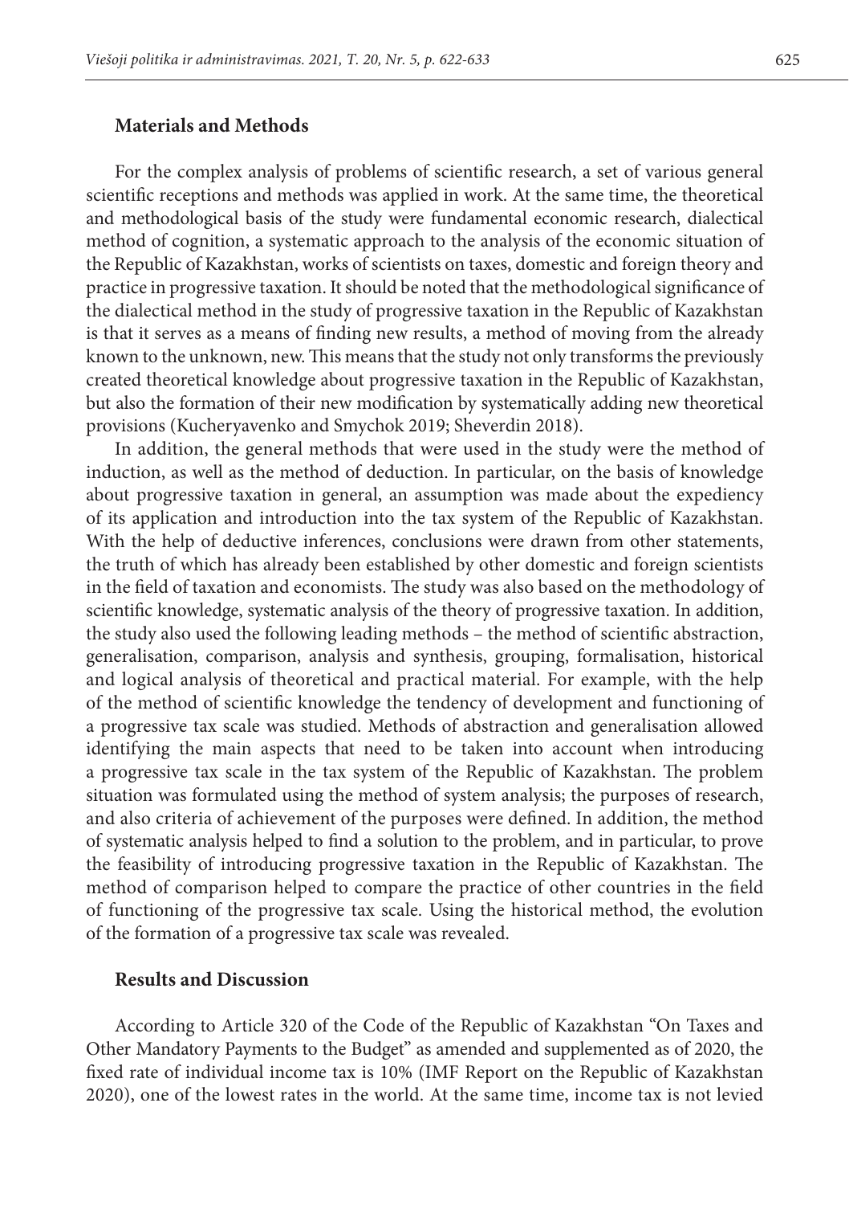## Materials and Methods

For the complex analysis of problems of scientific research, a set of various general scientific receptions and methods was applied in work. At the same time, the theoretical and methodological basis of the study were fundamental economic research, dialectical method of cognition, a systematic approach to the analysis of the economic situation of the Republic of Kazakhstan, works of scientists on taxes, domestic and foreign theory and practice in progressive taxation. It should be noted that the methodological significance of the dialectical method in the study of progressive taxation in the Republic of Kazakhstan is that it serves as a means of finding new results, a method of moving from the already known to the unknown, new. This means that the study not only transforms the previously created theoretical knowledge about progressive taxation in the Republic of Kazakhstan, but also the formation of their new modification by systematically adding new theoretical provisions (Kucheryavenko and Smychok 2019; Sheverdin 2018).

In addition, the general methods that were used in the study were the method of induction, as well as the method of deduction. In particular, on the basis of knowledge about progressive taxation in general, an assumption was made about the expediency of its application and introduction into the tax system of the Republic of Kazakhstan. With the help of deductive inferences, conclusions were drawn from other statements, the truth of which has already been established by other domestic and foreign scientists in the field of taxation and economists. The study was also based on the methodology of scientific knowledge, systematic analysis of the theory of progressive taxation. In addition, the study also used the following leading methods – the method of scientific abstraction, generalisation, comparison, analysis and synthesis, grouping, formalisation, historical and logical analysis of theoretical and practical material. For example, with the help of the method of scientific knowledge the tendency of development and functioning of a progressive tax scale was studied. Methods of abstraction and generalisation allowed identifying the main aspects that need to be taken into account when introducing a progressive tax scale in the tax system of the Republic of Kazakhstan. The problem situation was formulated using the method of system analysis; the purposes of research, and also criteria of achievement of the purposes were defined. In addition, the method of systematic analysis helped to find a solution to the problem, and in particular, to prove the feasibility of introducing progressive taxation in the Republic of Kazakhstan. The method of comparison helped to compare the practice of other countries in the field of functioning of the progressive tax scale. Using the historical method, the evolution of the formation of a progressive tax scale was revealed.

## Results and Discussion

According to Article 320 of the Code of the Republic of Kazakhstan "On Taxes and Other Mandatory Payments to the Budget" as amended and supplemented as of 2020, the fixed rate of individual income tax is 10% (IMF Report on the Republic of Kazakhstan 2020), one of the lowest rates in the world. At the same time, income tax is not levied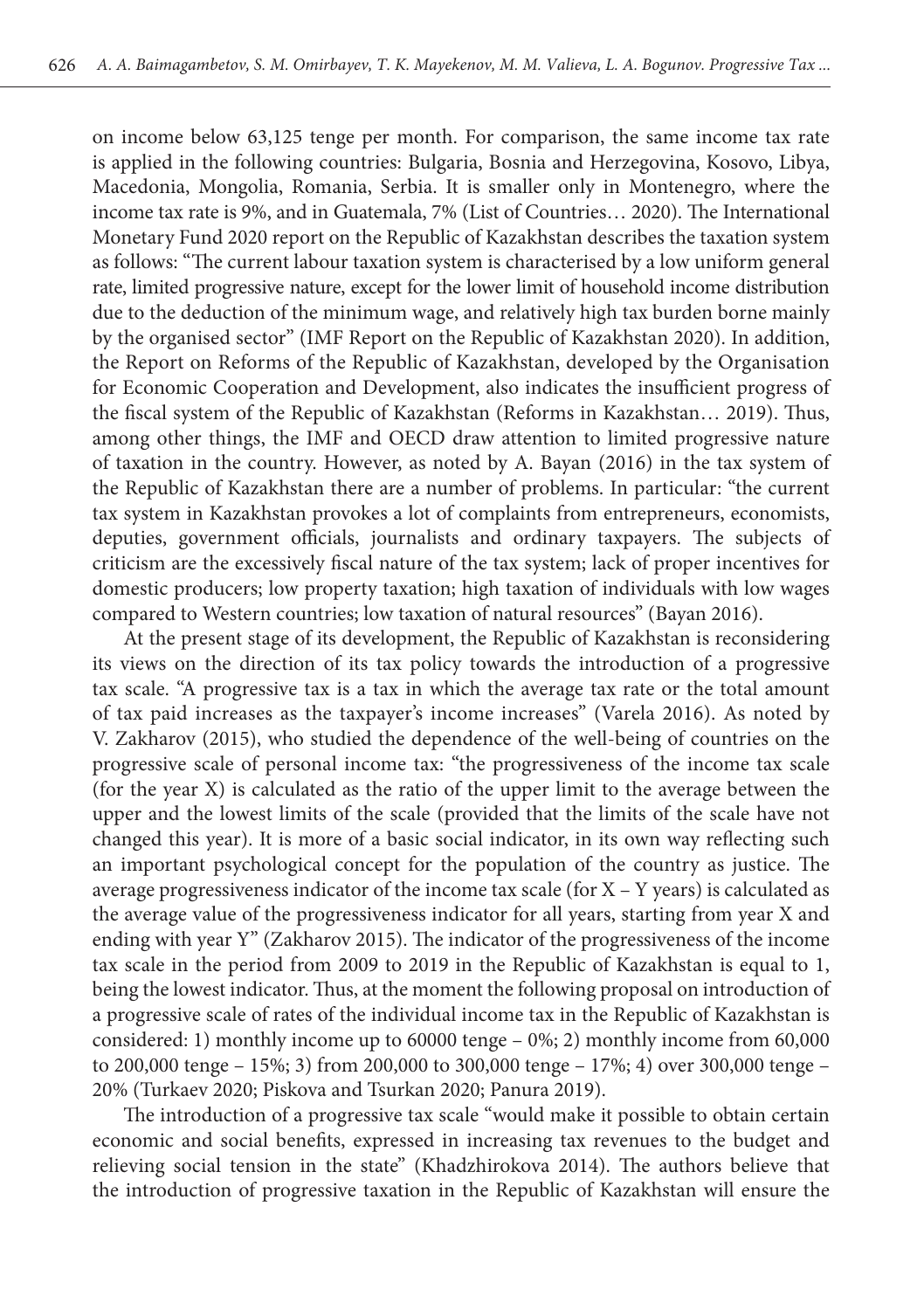on income below 63,125 tenge per month. For comparison, the same income tax rate is applied in the following countries: Bulgaria, Bosnia and Herzegovina, Kosovo, Libya, Macedonia, Mongolia, Romania, Serbia. It is smaller only in Montenegro, where the income tax rate is 9%, and in Guatemala, 7% (List of Countries… 2020). The International Monetary Fund 2020 report on the Republic of Kazakhstan describes the taxation system as follows: "The current labour taxation system is characterised by a low uniform general rate, limited progressive nature, except for the lower limit of household income distribution due to the deduction of the minimum wage, and relatively high tax burden borne mainly by the organised sector" (IMF Report on the Republic of Kazakhstan 2020). In addition, the Report on Reforms of the Republic of Kazakhstan, developed by the Organisation for Economic Cooperation and Development, also indicates the insufficient progress of the fiscal system of the Republic of Kazakhstan (Reforms in Kazakhstan… 2019). Thus, among other things, the IMF and OECD draw attention to limited progressive nature of taxation in the country. However, as noted by A. Bayan (2016) in the tax system of the Republic of Kazakhstan there are a number of problems. In particular: "the current tax system in Kazakhstan provokes a lot of complaints from entrepreneurs, economists, deputies, government officials, journalists and ordinary taxpayers. The subjects of criticism are the excessively fiscal nature of the tax system; lack of proper incentives for domestic producers; low property taxation; high taxation of individuals with low wages compared to Western countries; low taxation of natural resources" (Bayan 2016).

At the present stage of its development, the Republic of Kazakhstan is reconsidering its views on the direction of its tax policy towards the introduction of a progressive tax scale. "A progressive tax is a tax in which the average tax rate or the total amount of tax paid increases as the taxpayer's income increases" (Varela 2016). As noted by V. Zakharov (2015), who studied the dependence of the well-being of countries on the progressive scale of personal income tax: "the progressiveness of the income tax scale (for the year X) is calculated as the ratio of the upper limit to the average between the upper and the lowest limits of the scale (provided that the limits of the scale have not changed this year). It is more of a basic social indicator, in its own way reflecting such an important psychological concept for the population of the country as justice. The average progressiveness indicator of the income tax scale (for X – Y years) is calculated as the average value of the progressiveness indicator for all years, starting from year X and ending with year Y" (Zakharov 2015). The indicator of the progressiveness of the income tax scale in the period from 2009 to 2019 in the Republic of Kazakhstan is equal to 1, being the lowest indicator. Thus, at the moment the following proposal on introduction of a progressive scale of rates of the individual income tax in the Republic of Kazakhstan is considered: 1) monthly income up to 60000 tenge – 0%; 2) monthly income from 60,000 to 200,000 tenge – 15%; 3) from 200,000 to 300,000 tenge – 17%; 4) over 300,000 tenge – 20% (Turkaev 2020; Piskova and Tsurkan 2020; Panura 2019).

The introduction of a progressive tax scale "would make it possible to obtain certain economic and social benefits, expressed in increasing tax revenues to the budget and relieving social tension in the state" (Khadzhirokova 2014). The authors believe that the introduction of progressive taxation in the Republic of Kazakhstan will ensure the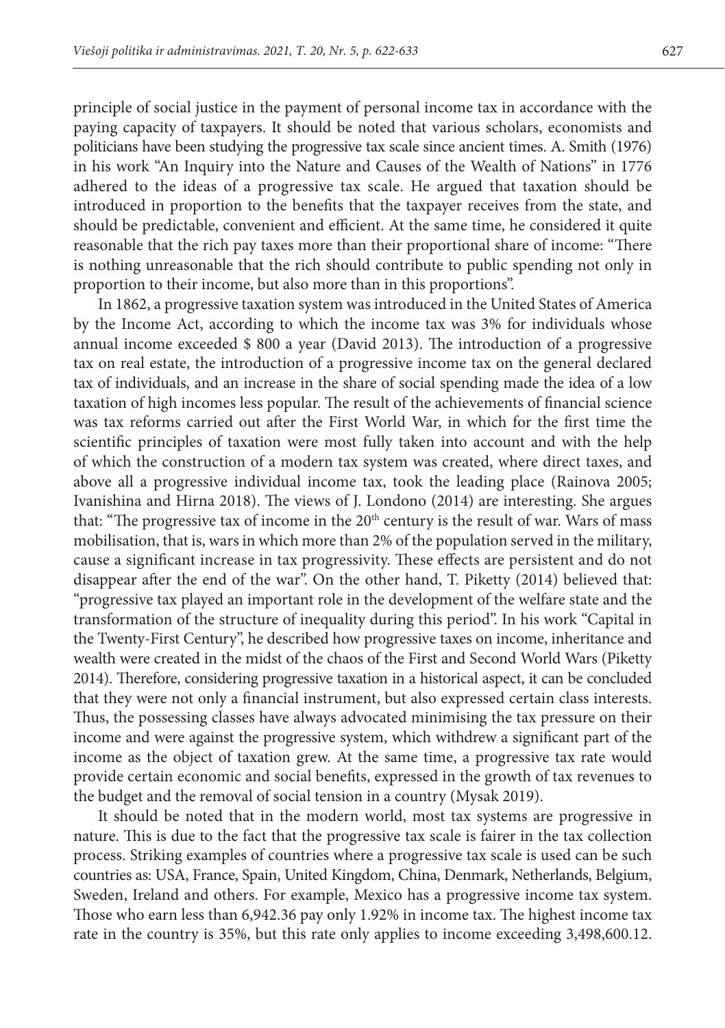principle of social justice in the payment of personal income tax in accordance with the paying capacity of taxpayers. It should be noted that various scholars, economists and politicians have been studying the progressive tax scale since ancient times. A. Smith (1976) in his work "An Inquiry into the Nature and Causes of the Wealth of Nations" in 1776 adhered to the ideas of a progressive tax scale. He argued that taxation should be introduced in proportion to the benefits that the taxpayer receives from the state, and should be predictable, convenient and efficient. At the same time, he considered it quite reasonable that the rich pay taxes more than their proportional share of income: "There is nothing unreasonable that the rich should contribute to public spending not only in proportion to their income, but also more than in this proportions".

In 1862, a progressive taxation system was introduced in the United States of America by the Income Act, according to which the income tax was 3% for individuals whose annual income exceeded $ 800 a year (David 2013). The introduction of a progressive tax on real estate, the introduction of a progressive income tax on the general declared tax of individuals, and an increase in the share of social spending made the idea of a low taxation of high incomes less popular. The result of the achievements of financial science was tax reforms carried out after the First World War, in which for the first time the scientific principles of taxation were most fully taken into account and with the help of which the construction of a modern tax system was created, where direct taxes, and above all a progressive individual income tax, took the leading place (Rainova 2005; Ivanishina and Hirna 2018). The views of J. Londono (2014) are interesting. She argues that: "The progressive tax of income in the 20th century is the result of war. Wars of mass mobilisation, that is, wars in which more than 2% of the population served in the military, cause a significant increase in tax progressivity. These effects are persistent and do not disappear after the end of the war". On the other hand, T. Piketty (2014) believed that: "progressive tax played an important role in the development of the welfare state and the transformation of the structure of inequality during this period". In his work "Capital in the Twenty-First Century", he described how progressive taxes on income, inheritance and wealth were created in the midst of the chaos of the First and Second World Wars (Piketty 2014). Therefore, considering progressive taxation in a historical aspect, it can be concluded that they were not only a financial instrument, but also expressed certain class interests. Thus, the possessing classes have always advocated minimising the tax pressure on their income and were against the progressive system, which withdrew a significant part of the income as the object of taxation grew. At the same time, a progressive tax rate would provide certain economic and social benefits, expressed in the growth of tax revenues to the budget and the removal of social tension in a country (Mysak 2019).

It should be noted that in the modern world, most tax systems are progressive in nature. This is due to the fact that the progressive tax scale is fairer in the tax collection process. Striking examples of countries where a progressive tax scale is used can be such countries as: USA, France, Spain, United Kingdom, China, Denmark, Netherlands, Belgium, Sweden, Ireland and others. For example, Mexico has a progressive income tax system. Those who earn less than 6,942.36 pay only 1.92% in income tax. The highest income tax rate in the country is 35%, but this rate only applies to income exceeding 3,498,600.12.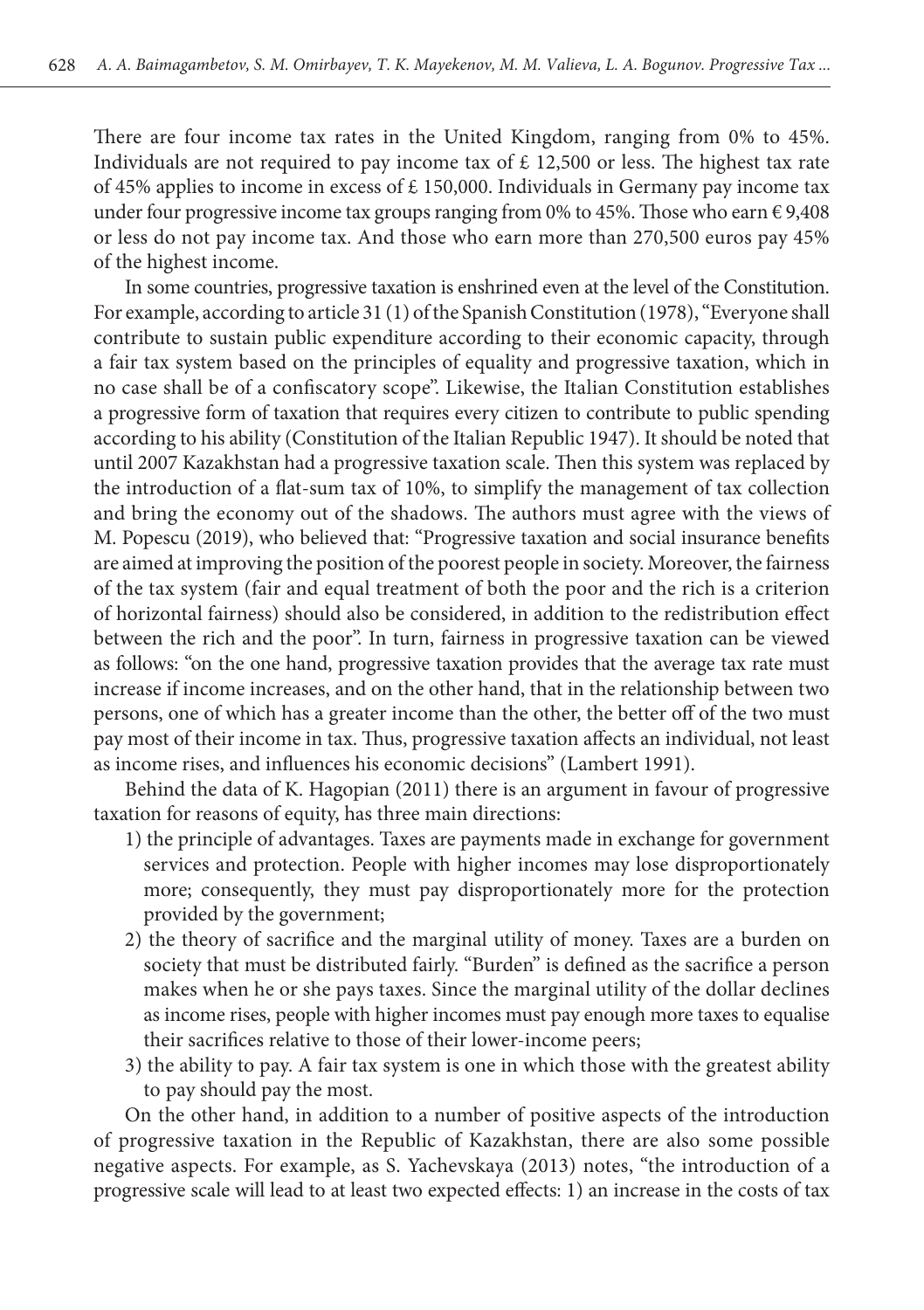There are four income tax rates in the United Kingdom, ranging from 0% to 45%. Individuals are not required to pay income tax of £ 12,500 or less. The highest tax rate of 45% applies to income in excess of £ 150,000. Individuals in Germany pay income tax under four progressive income tax groups ranging from 0% to 45%. Those who earn € 9,408 or less do not pay income tax. And those who earn more than 270,500 euros pay 45% of the highest income.

In some countries, progressive taxation is enshrined even at the level of the Constitution. For example, according to article 31 (1) of the Spanish Constitution (1978), "Everyone shall contribute to sustain public expenditure according to their economic capacity, through a fair tax system based on the principles of equality and progressive taxation, which in no case shall be of a confiscatory scope". Likewise, the Italian Constitution establishes a progressive form of taxation that requires every citizen to contribute to public spending according to his ability (Constitution of the Italian Republic 1947). It should be noted that until 2007 Kazakhstan had a progressive taxation scale. Then this system was replaced by the introduction of a flat-sum tax of 10%, to simplify the management of tax collection and bring the economy out of the shadows. The authors must agree with the views of M. Popescu (2019), who believed that: "Progressive taxation and social insurance benefits are aimed at improving the position of the poorest people in society. Moreover, the fairness of the tax system (fair and equal treatment of both the poor and the rich is a criterion of horizontal fairness) should also be considered, in addition to the redistribution effect between the rich and the poor". In turn, fairness in progressive taxation can be viewed as follows: "on the one hand, progressive taxation provides that the average tax rate must increase if income increases, and on the other hand, that in the relationship between two persons, one of which has a greater income than the other, the better off of the two must pay most of their income in tax. Thus, progressive taxation affects an individual, not least as income rises, and influences his economic decisions" (Lambert 1991).

Behind the data of K. Hagopian (2011) there is an argument in favour of progressive taxation for reasons of equity, has three main directions:

1) the principle of advantages. Taxes are payments made in exchange for government services and protection. People with higher incomes may lose disproportionately more; consequently, they must pay disproportionately more for the protection provided by the government;
2) the theory of sacrifice and the marginal utility of money. Taxes are a burden on society that must be distributed fairly. "Burden" is defined as the sacrifice a person makes when he or she pays taxes. Since the marginal utility of the dollar declines as income rises, people with higher incomes must pay enough more taxes to equalise their sacrifices relative to those of their lower-income peers;
3) the ability to pay. A fair tax system is one in which those with the greatest ability to pay should pay the most.

On the other hand, in addition to a number of positive aspects of the introduction of progressive taxation in the Republic of Kazakhstan, there are also some possible negative aspects. For example, as S. Yachevskaya (2013) notes, "the introduction of a progressive scale will lead to at least two expected effects: 1) an increase in the costs of tax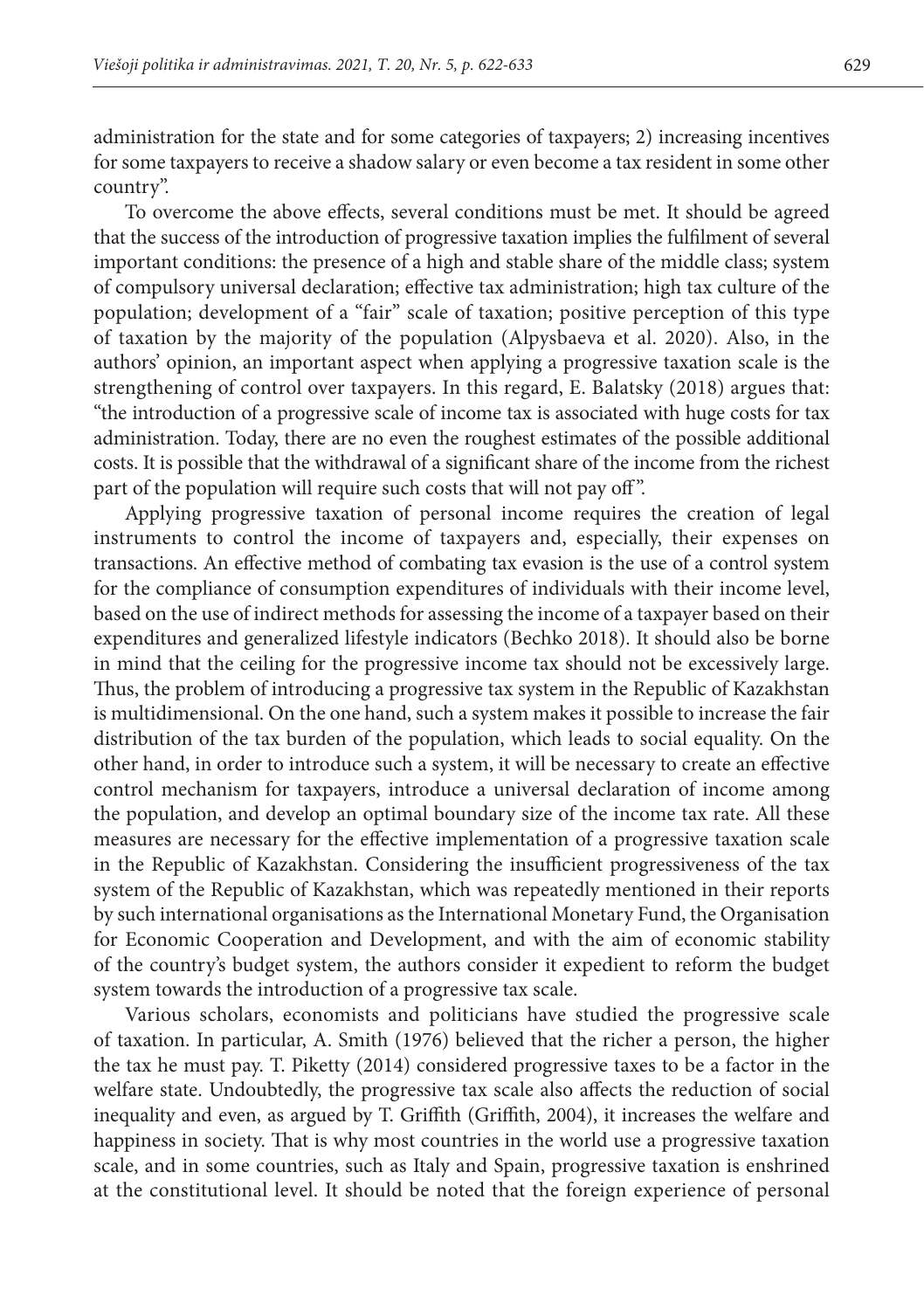administration for the state and for some categories of taxpayers; 2) increasing incentives for some taxpayers to receive a shadow salary or even become a tax resident in some other country".

To overcome the above effects, several conditions must be met. It should be agreed that the success of the introduction of progressive taxation implies the fulfilment of several important conditions: the presence of a high and stable share of the middle class; system of compulsory universal declaration; effective tax administration; high tax culture of the population; development of a "fair" scale of taxation; positive perception of this type of taxation by the majority of the population (Alpysbaeva et al. 2020). Also, in the authors' opinion, an important aspect when applying a progressive taxation scale is the strengthening of control over taxpayers. In this regard, E. Balatsky (2018) argues that: "the introduction of a progressive scale of income tax is associated with huge costs for tax administration. Today, there are no even the roughest estimates of the possible additional costs. It is possible that the withdrawal of a significant share of the income from the richest part of the population will require such costs that will not pay off".

Applying progressive taxation of personal income requires the creation of legal instruments to control the income of taxpayers and, especially, their expenses on transactions. An effective method of combating tax evasion is the use of a control system for the compliance of consumption expenditures of individuals with their income level, based on the use of indirect methods for assessing the income of a taxpayer based on their expenditures and generalized lifestyle indicators (Bechko 2018). It should also be borne in mind that the ceiling for the progressive income tax should not be excessively large. Thus, the problem of introducing a progressive tax system in the Republic of Kazakhstan is multidimensional. On the one hand, such a system makes it possible to increase the fair distribution of the tax burden of the population, which leads to social equality. On the other hand, in order to introduce such a system, it will be necessary to create an effective control mechanism for taxpayers, introduce a universal declaration of income among the population, and develop an optimal boundary size of the income tax rate. All these measures are necessary for the effective implementation of a progressive taxation scale in the Republic of Kazakhstan. Considering the insufficient progressiveness of the tax system of the Republic of Kazakhstan, which was repeatedly mentioned in their reports by such international organisations as the International Monetary Fund, the Organisation for Economic Cooperation and Development, and with the aim of economic stability of the country's budget system, the authors consider it expedient to reform the budget system towards the introduction of a progressive tax scale.

Various scholars, economists and politicians have studied the progressive scale of taxation. In particular, A. Smith (1976) believed that the richer a person, the higher the tax he must pay. T. Piketty (2014) considered progressive taxes to be a factor in the welfare state. Undoubtedly, the progressive tax scale also affects the reduction of social inequality and even, as argued by T. Griffith (Griffith, 2004), it increases the welfare and happiness in society. That is why most countries in the world use a progressive taxation scale, and in some countries, such as Italy and Spain, progressive taxation is enshrined at the constitutional level. It should be noted that the foreign experience of personal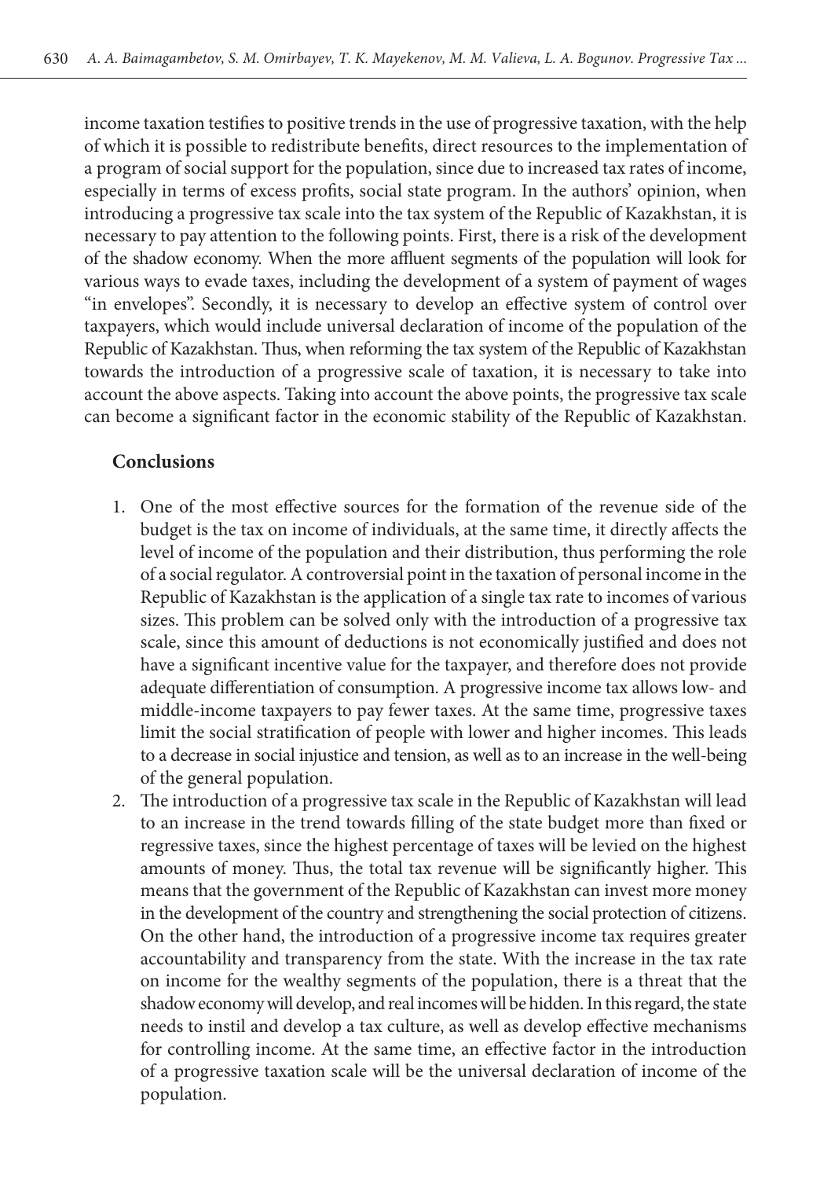income taxation testifies to positive trends in the use of progressive taxation, with the help of which it is possible to redistribute benefits, direct resources to the implementation of a program of social support for the population, since due to increased tax rates of income, especially in terms of excess profits, social state program. In the authors' opinion, when introducing a progressive tax scale into the tax system of the Republic of Kazakhstan, it is necessary to pay attention to the following points. First, there is a risk of the development of the shadow economy. When the more affluent segments of the population will look for various ways to evade taxes, including the development of a system of payment of wages "in envelopes". Secondly, it is necessary to develop an effective system of control over taxpayers, which would include universal declaration of income of the population of the Republic of Kazakhstan. Thus, when reforming the tax system of the Republic of Kazakhstan towards the introduction of a progressive scale of taxation, it is necessary to take into account the above aspects. Taking into account the above points, the progressive tax scale can become a significant factor in the economic stability of the Republic of Kazakhstan.

## Conclusions

1. One of the most effective sources for the formation of the revenue side of the budget is the tax on income of individuals, at the same time, it directly affects the level of income of the population and their distribution, thus performing the role of a social regulator. A controversial point in the taxation of personal income in the Republic of Kazakhstan is the application of a single tax rate to incomes of various sizes. This problem can be solved only with the introduction of a progressive tax scale, since this amount of deductions is not economically justified and does not have a significant incentive value for the taxpayer, and therefore does not provide adequate differentiation of consumption. A progressive income tax allows low- and middle-income taxpayers to pay fewer taxes. At the same time, progressive taxes limit the social stratification of people with lower and higher incomes. This leads to a decrease in social injustice and tension, as well as to an increase in the well-being of the general population.
2. The introduction of a progressive tax scale in the Republic of Kazakhstan will lead to an increase in the trend towards filling of the state budget more than fixed or regressive taxes, since the highest percentage of taxes will be levied on the highest amounts of money. Thus, the total tax revenue will be significantly higher. This means that the government of the Republic of Kazakhstan can invest more money in the development of the country and strengthening the social protection of citizens. On the other hand, the introduction of a progressive income tax requires greater accountability and transparency from the state. With the increase in the tax rate on income for the wealthy segments of the population, there is a threat that the shadow economy will develop, and real incomes will be hidden. In this regard, the state needs to instil and develop a tax culture, as well as develop effective mechanisms for controlling income. At the same time, an effective factor in the introduction of a progressive taxation scale will be the universal declaration of income of the population.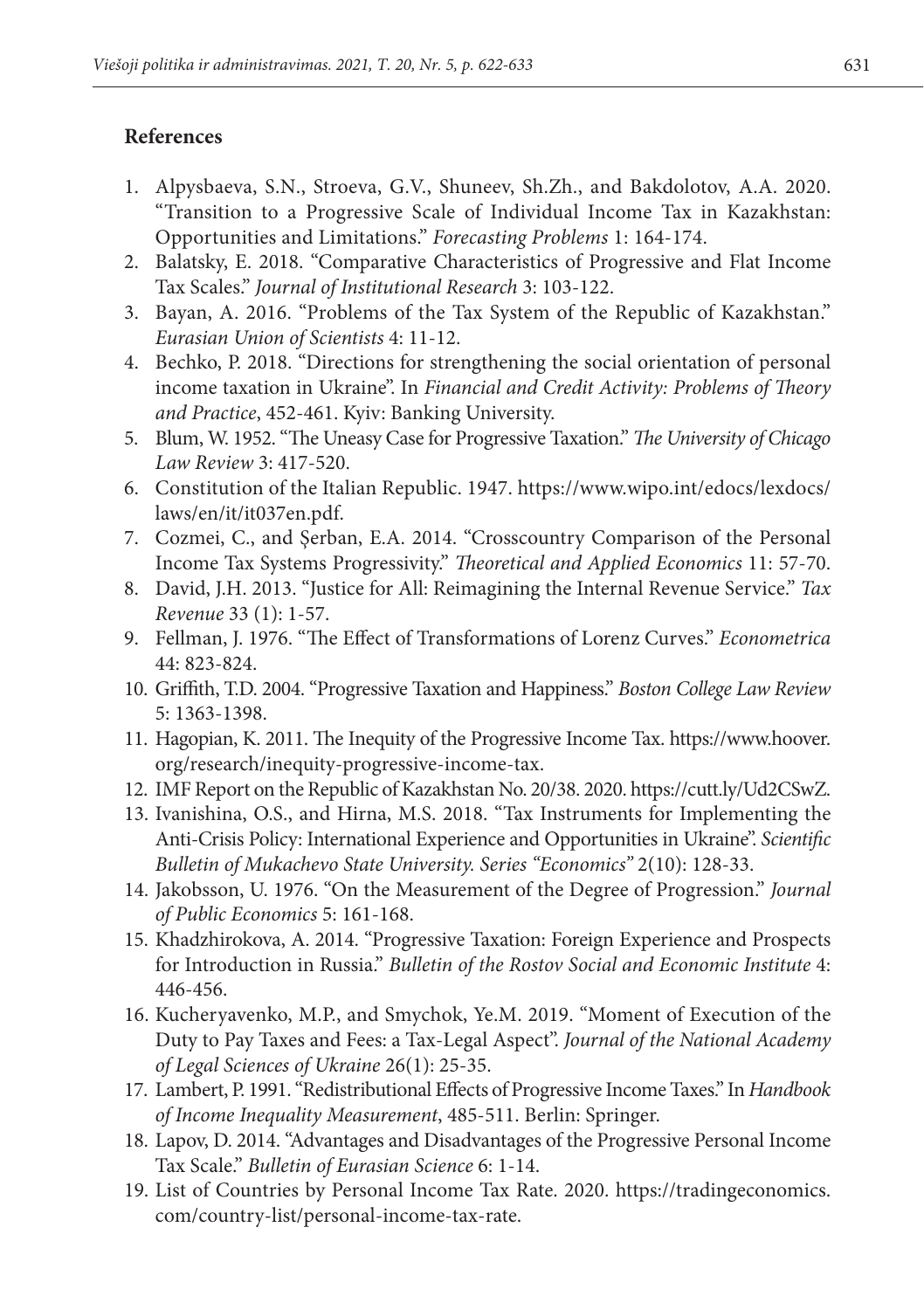## References

1. Alpysbaeva, S.N., Stroeva, G.V., Shuneev, Sh.Zh., and Bakdolotov, A.A. 2020. "Transition to a Progressive Scale of Individual Income Tax in Kazakhstan: Opportunities and Limitations." *Forecasting Problems* 1: 164-174.
2. Balatsky, E. 2018. "Comparative Characteristics of Progressive and Flat Income Tax Scales." *Journal of Institutional Research* 3: 103-122.
3. Bayan, A. 2016. "Problems of the Tax System of the Republic of Kazakhstan." *Eurasian Union of Scientists* 4: 11-12.
4. Bechko, P. 2018. "Directions for strengthening the social orientation of personal income taxation in Ukraine". In *Financial and Credit Activity: Problems of Theory and Practice*, 452-461. Kyiv: Banking University.
5. Blum, W. 1952. "The Uneasy Case for Progressive Taxation." *The University of Chicago Law Review* 3: 417-520.
6. Constitution of the Italian Republic. 1947. https://www.wipo.int/edocs/lexdocs/laws/en/it/it037en.pdf.
7. Cozmei, C., and Şerban, E.A. 2014. "Crosscountry Comparison of the Personal Income Tax Systems Progressivity." *Theoretical and Applied Economics* 11: 57-70.
8. David, J.H. 2013. "Justice for All: Reimagining the Internal Revenue Service." *Tax Revenue* 33 (1): 1-57.
9. Fellman, J. 1976. "The Effect of Transformations of Lorenz Curves." *Econometrica* 44: 823-824.
10. Griffith, T.D. 2004. "Progressive Taxation and Happiness." *Boston College Law Review* 5: 1363-1398.
11. Hagopian, K. 2011. The Inequity of the Progressive Income Tax. https://www.hoover.org/research/inequity-progressive-income-tax.
12. IMF Report on the Republic of Kazakhstan No. 20/38. 2020. https://cutt.ly/Ud2CSwZ.
13. Ivanishina, O.S., and Hirna, M.S. 2018. "Tax Instruments for Implementing the Anti-Crisis Policy: International Experience and Opportunities in Ukraine". *Scientific Bulletin of Mukachevo State University. Series "Economics"* 2(10): 128-33.
14. Jakobsson, U. 1976. "On the Measurement of the Degree of Progression." *Journal of Public Economics* 5: 161-168.
15. Khadzhirokova, A. 2014. "Progressive Taxation: Foreign Experience and Prospects for Introduction in Russia." *Bulletin of the Rostov Social and Economic Institute* 4: 446-456.
16. Kucheryavenko, M.P., and Smychok, Ye.M. 2019. "Moment of Execution of the Duty to Pay Taxes and Fees: a Tax-Legal Aspect". *Journal of the National Academy of Legal Sciences of Ukraine* 26(1): 25-35.
17. Lambert, P. 1991. "Redistributional Effects of Progressive Income Taxes." In *Handbook of Income Inequality Measurement*, 485-511. Berlin: Springer.
18. Lapov, D. 2014. "Advantages and Disadvantages of the Progressive Personal Income Tax Scale." *Bulletin of Eurasian Science* 6: 1-14.
19. List of Countries by Personal Income Tax Rate. 2020. https://tradingeconomics.com/country-list/personal-income-tax-rate.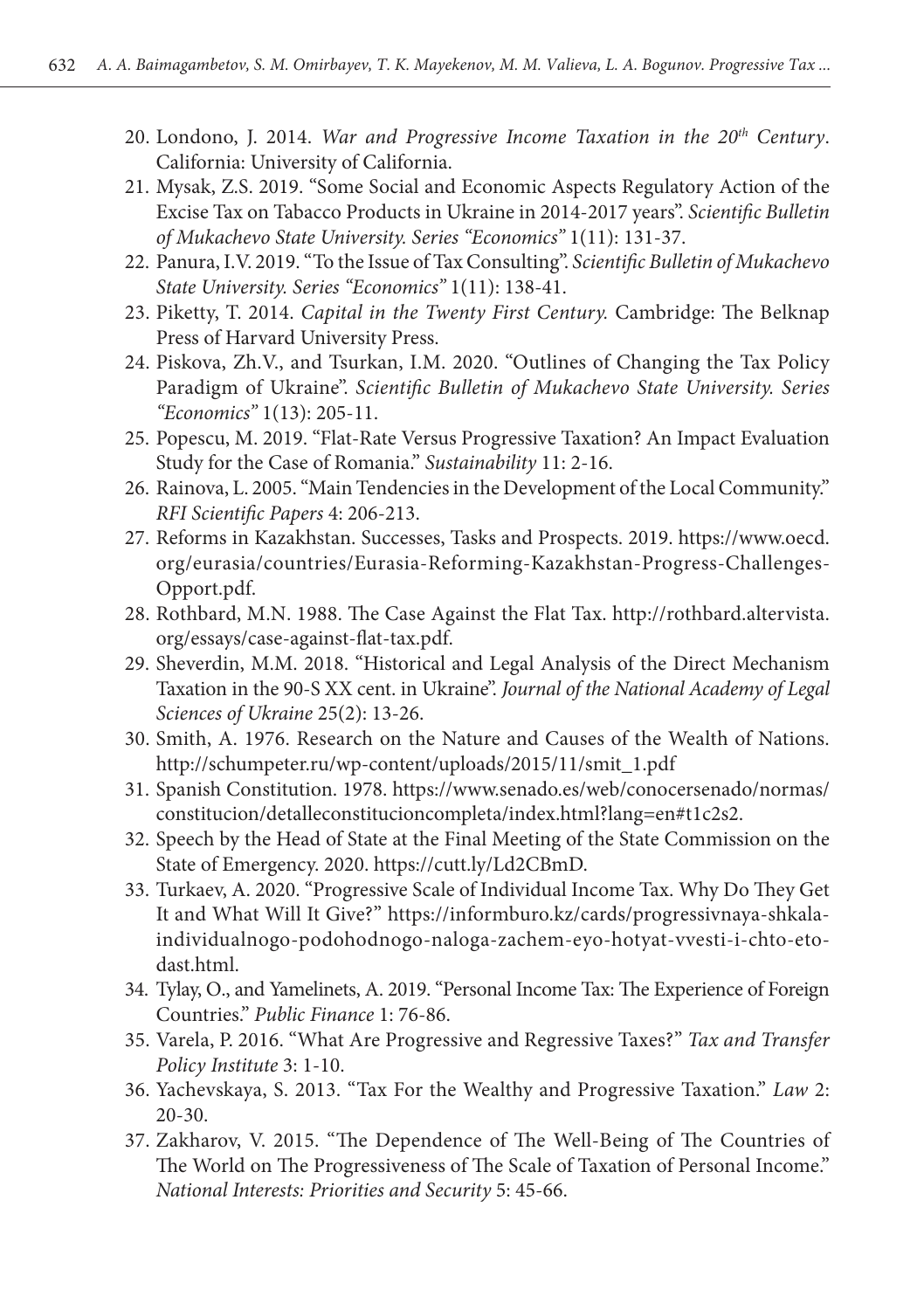20. Londono, J. 2014. *War and Progressive Income Taxation in the 20th Century*. California: University of California.
21. Mysak, Z.S. 2019. "Some Social and Economic Aspects Regulatory Action of the Excise Tax on Tabacco Products in Ukraine in 2014-2017 years". *Scientific Bulletin of Mukachevo State University. Series "Economics"* 1(11): 131-37.
22. Panura, I.V. 2019. "To the Issue of Tax Consulting". *Scientific Bulletin of Mukachevo State University. Series "Economics"* 1(11): 138-41.
23. Piketty, T. 2014. *Capital in the Twenty First Century.* Cambridge: The Belknap Press of Harvard University Press.
24. Piskova, Zh.V., and Tsurkan, I.M. 2020. "Outlines of Changing the Tax Policy Paradigm of Ukraine". *Scientific Bulletin of Mukachevo State University. Series "Economics"* 1(13): 205-11.
25. Popescu, M. 2019. "Flat-Rate Versus Progressive Taxation? An Impact Evaluation Study for the Case of Romania." *Sustainability* 11: 2-16.
26. Rainova, L. 2005. "Main Tendencies in the Development of the Local Community." *RFI Scientific Papers* 4: 206-213.
27. Reforms in Kazakhstan. Successes, Tasks and Prospects. 2019. https://www.oecd.org/eurasia/countries/Eurasia-Reforming-Kazakhstan-Progress-Challenges-Opport.pdf.
28. Rothbard, M.N. 1988. The Case Against the Flat Tax. http://rothbard.altervista.org/essays/case-against-flat-tax.pdf.
29. Sheverdin, M.M. 2018. "Historical and Legal Analysis of the Direct Mechanism Taxation in the 90-S XX cent. in Ukraine". *Journal of the National Academy of Legal Sciences of Ukraine* 25(2): 13-26.
30. Smith, A. 1976. Research on the Nature and Causes of the Wealth of Nations. http://schumpeter.ru/wp-content/uploads/2015/11/smit_1.pdf
31. Spanish Constitution. 1978. https://www.senado.es/web/conocersenado/normas/constitucion/detalleconstitucioncompleta/index.html?lang=en#t1c2s2.
32. Speech by the Head of State at the Final Meeting of the State Commission on the State of Emergency. 2020. https://cutt.ly/Ld2CBmD.
33. Turkaev, A. 2020. "Progressive Scale of Individual Income Tax. Why Do They Get It and What Will It Give?" https://informburo.kz/cards/progressivnaya-shkala-individualnogo-podohodnogo-naloga-zachem-eyo-hotyat-vvesti-i-chto-eto-dast.html.
34. Tylay, O., and Yamelinets, A. 2019. "Personal Income Tax: The Experience of Foreign Countries." *Public Finance* 1: 76-86.
35. Varela, P. 2016. "What Are Progressive and Regressive Taxes?" *Tax and Transfer Policy Institute* 3: 1-10.
36. Yachevskaya, S. 2013. "Tax For the Wealthy and Progressive Taxation." *Law* 2: 20-30.
37. Zakharov, V. 2015. "The Dependence of The Well-Being of The Countries of The World on The Progressiveness of The Scale of Taxation of Personal Income." *National Interests: Priorities and Security* 5: 45-66.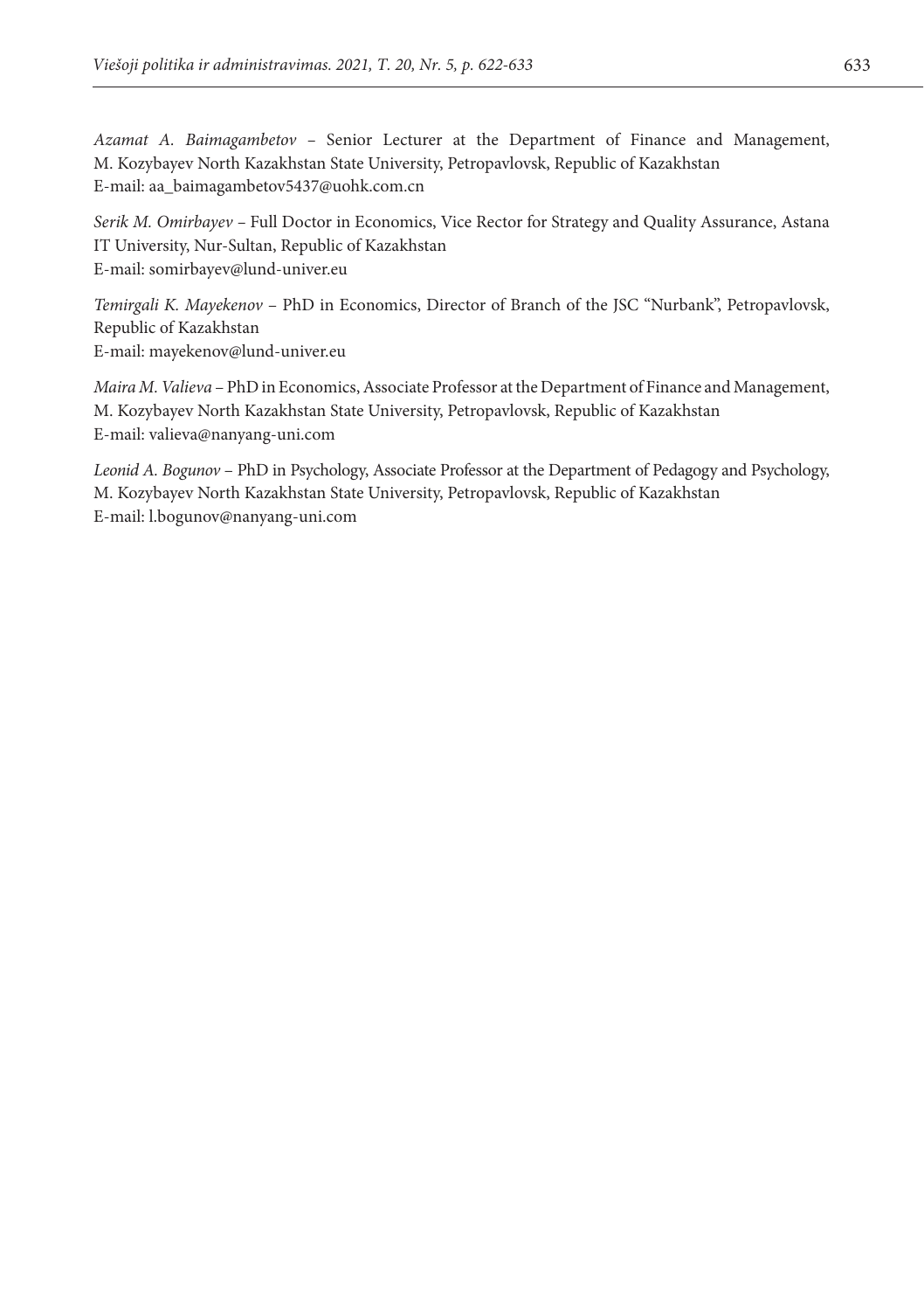*Azamat A. Baimagambetov* – Senior Lecturer at the Department of Finance and Management, M. Kozybayev North Kazakhstan State University, Petropavlovsk, Republic of Kazakhstan
E-mail: aa_baimagambetov5437@uohk.com.cn

*Serik M. Omirbayev* – Full Doctor in Economics, Vice Rector for Strategy and Quality Assurance, Astana IT University, Nur-Sultan, Republic of Kazakhstan
E-mail: somirbayev@lund-univer.eu

*Temirgali K. Mayekenov* – PhD in Economics, Director of Branch of the JSC "Nurbank", Petropavlovsk, Republic of Kazakhstan
E-mail: mayekenov@lund-univer.eu

*Maira M. Valieva* – PhD in Economics, Associate Professor at the Department of Finance and Management, M. Kozybayev North Kazakhstan State University, Petropavlovsk, Republic of Kazakhstan
E-mail: valieva@nanyang-uni.com

*Leonid A. Bogunov* – PhD in Psychology, Associate Professor at the Department of Pedagogy and Psychology, M. Kozybayev North Kazakhstan State University, Petropavlovsk, Republic of Kazakhstan
E-mail: l.bogunov@nanyang-uni.com